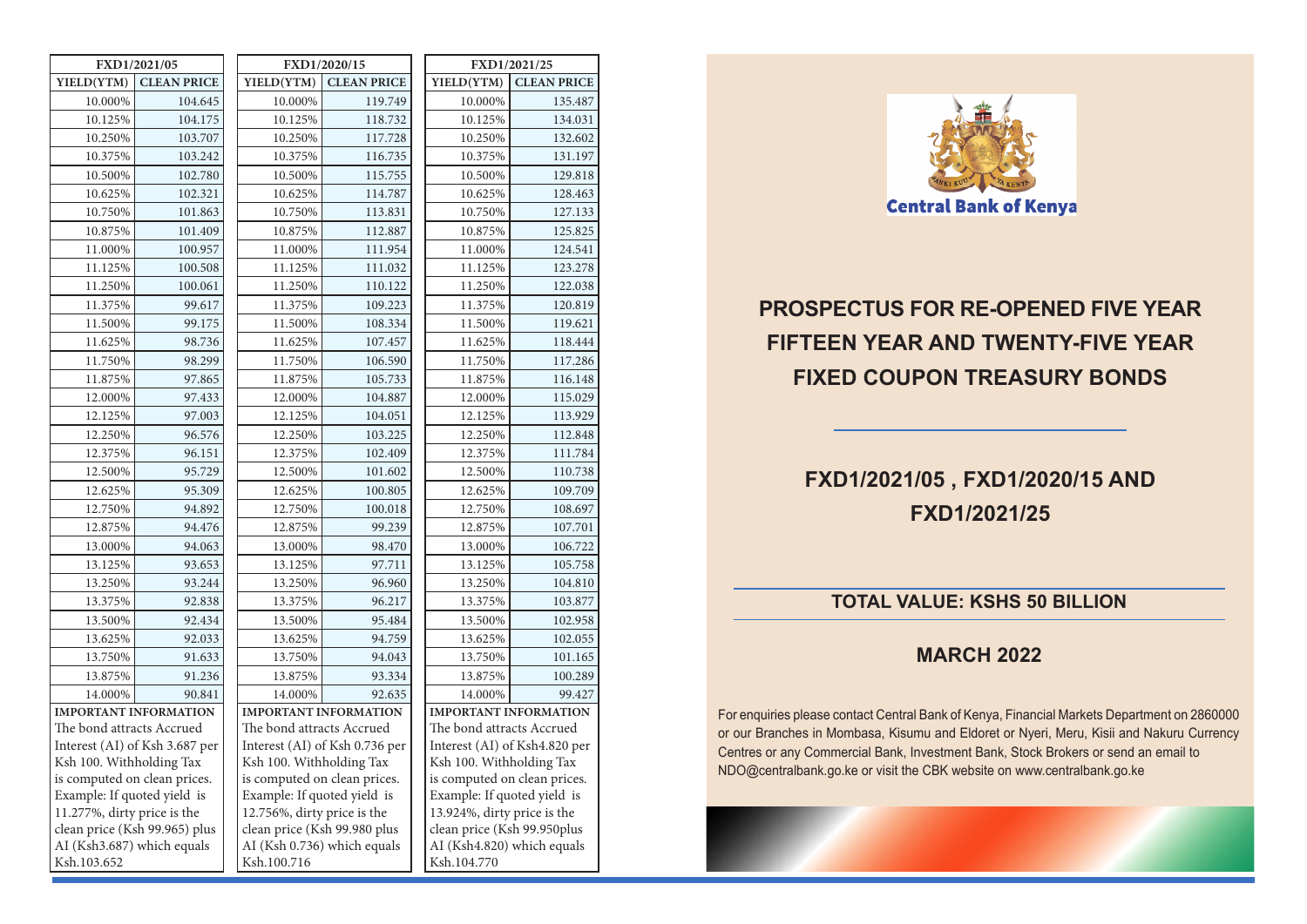| FXD1/2021/05 | |
|---|---|
| YIELD(YTM) | CLEAN PRICE |
| 10.000% | 104.645 |
| 10.125% | 104.175 |
| 10.250% | 103.707 |
| 10.375% | 103.242 |
| 10.500% | 102.780 |
| 10.625% | 102.321 |
| 10.750% | 101.863 |
| 10.875% | 101.409 |
| 11.000% | 100.957 |
| 11.125% | 100.508 |
| 11.250% | 100.061 |
| 11.375% | 99.617 |
| 11.500% | 99.175 |
| 11.625% | 98.736 |
| 11.750% | 98.299 |
| 11.875% | 97.865 |
| 12.000% | 97.433 |
| 12.125% | 97.003 |
| 12.250% | 96.576 |
| 12.375% | 96.151 |
| 12.500% | 95.729 |
| 12.625% | 95.309 |
| 12.750% | 94.892 |
| 12.875% | 94.476 |
| 13.000% | 94.063 |
| 13.125% | 93.653 |
| 13.250% | 93.244 |
| 13.375% | 92.838 |
| 13.500% | 92.434 |
| 13.625% | 92.033 |
| 13.750% | 91.633 |
| 13.875% | 91.236 |
| 14.000% | 90.841 |

**IMPORTANT INFORMATION**

The bond attracts Accrued Interest (AI) of Ksh 3.687 per Ksh 100. Withholding Tax is computed on clean prices. Example: If quoted yield is 11.277%, dirty price is the clean price (Ksh 99.965) plus AI (Ksh3.687) which equals Ksh.103.652

| FXD1/2020/15 | |
|---|---|
| YIELD(YTM) | CLEAN PRICE |
| 10.000% | 119.749 |
| 10.125% | 118.732 |
| 10.250% | 117.728 |
| 10.375% | 116.735 |
| 10.500% | 115.755 |
| 10.625% | 114.787 |
| 10.750% | 113.831 |
| 10.875% | 112.887 |
| 11.000% | 111.954 |
| 11.125% | 111.032 |
| 11.250% | 110.122 |
| 11.375% | 109.223 |
| 11.500% | 108.334 |
| 11.625% | 107.457 |
| 11.750% | 106.590 |
| 11.875% | 105.733 |
| 12.000% | 104.887 |
| 12.125% | 104.051 |
| 12.250% | 103.225 |
| 12.375% | 102.409 |
| 12.500% | 101.602 |
| 12.625% | 100.805 |
| 12.750% | 100.018 |
| 12.875% | 99.239 |
| 13.000% | 98.470 |
| 13.125% | 97.711 |
| 13.250% | 96.960 |
| 13.375% | 96.217 |
| 13.500% | 95.484 |
| 13.625% | 94.759 |
| 13.750% | 94.043 |
| 13.875% | 93.334 |
| 14.000% | 92.635 |

**IMPORTANT INFORMATION**

The bond attracts Accrued Interest (AI) of Ksh 0.736 per Ksh 100. Withholding Tax is computed on clean prices. Example: If quoted yield is 12.756%, dirty price is the clean price (Ksh 99.980 plus AI (Ksh 0.736) which equals Ksh.100.716

| FXD1/2021/25 | |
|---|---|
| YIELD(YTM) | CLEAN PRICE |
| 10.000% | 135.487 |
| 10.125% | 134.031 |
| 10.250% | 132.602 |
| 10.375% | 131.197 |
| 10.500% | 129.818 |
| 10.625% | 128.463 |
| 10.750% | 127.133 |
| 10.875% | 125.825 |
| 11.000% | 124.541 |
| 11.125% | 123.278 |
| 11.250% | 122.038 |
| 11.375% | 120.819 |
| 11.500% | 119.621 |
| 11.625% | 118.444 |
| 11.750% | 117.286 |
| 11.875% | 116.148 |
| 12.000% | 115.029 |
| 12.125% | 113.929 |
| 12.250% | 112.848 |
| 12.375% | 111.784 |
| 12.500% | 110.738 |
| 12.625% | 109.709 |
| 12.750% | 108.697 |
| 12.875% | 107.701 |
| 13.000% | 106.722 |
| 13.125% | 105.758 |
| 13.250% | 104.810 |
| 13.375% | 103.877 |
| 13.500% | 102.958 |
| 13.625% | 102.055 |
| 13.750% | 101.165 |
| 13.875% | 100.289 |
| 14.000% | 99.427 |

**IMPORTANT INFORMATION**

The bond attracts Accrued Interest (AI) of Ksh4.820 per Ksh 100. Withholding Tax is computed on clean prices. Example: If quoted yield is 13.924%, dirty price is the clean price (Ksh 99.950plus AI (Ksh4.820) which equals Ksh.104.770

Central Bank of Kenya

# PROSPECTUS FOR RE-OPENED FIVE YEAR FIFTEEN YEAR AND TWENTY-FIVE YEAR FIXED COUPON TREASURY BONDS

## FXD1/2021/05 , FXD1/2020/15 AND FXD1/2021/25

## TOTAL VALUE: KSHS 50 BILLION

## MARCH 2022

For enquiries please contact Central Bank of Kenya, Financial Markets Department on 2860000 or our Branches in Mombasa, Kisumu and Eldoret or Nyeri, Meru, Kisii and Nakuru Currency Centres or any Commercial Bank, Investment Bank, Stock Brokers or send an email to NDO@centralbank.go.ke or visit the CBK website on www.centralbank.go.ke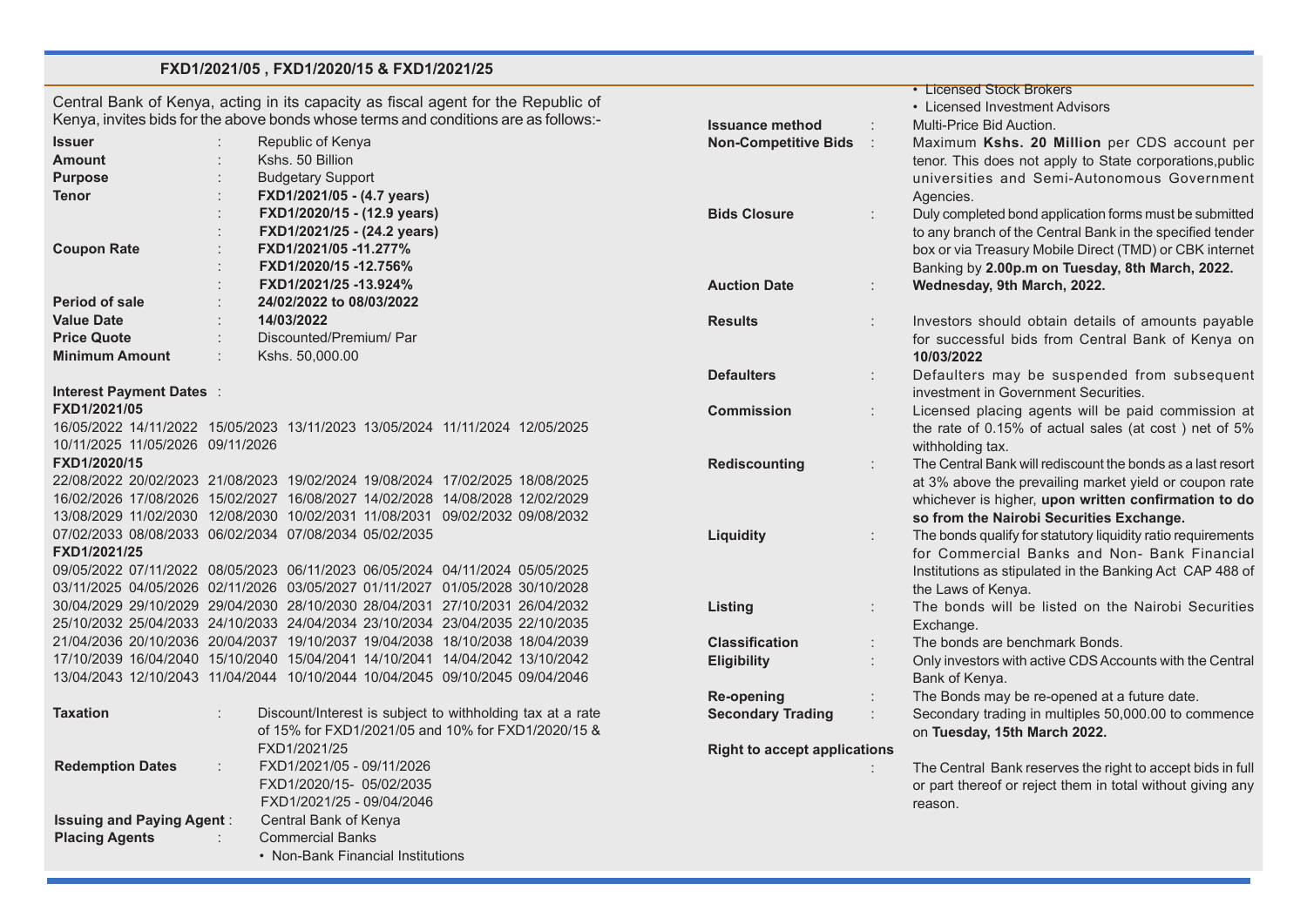## FXD1/2021/05 , FXD1/2020/15 & FXD1/2021/25

Central Bank of Kenya, acting in its capacity as fiscal agent for the Republic of Kenya, invites bids for the above bonds whose terms and conditions are as follows:-

| | | |
|---|---|---|
| **Issuer** | : | Republic of Kenya |
| **Amount** | : | Kshs. 50 Billion |
| **Purpose** | : | Budgetary Support |
| **Tenor** | : | **FXD1/2021/05 - (4.7 years)** |
| | : | **FXD1/2020/15 - (12.9 years)** |
| | : | **FXD1/2021/25 - (24.2 years)** |
| **Coupon Rate** | : | **FXD1/2021/05 -11.277%** |
| | : | **FXD1/2020/15 -12.756%** |
| | : | **FXD1/2021/25 -13.924%** |
| **Period of sale** | : | **24/02/2022 to 08/03/2022** |
| **Value Date** | : | **14/03/2022** |
| **Price Quote** | : | Discounted/Premium/ Par |
| **Minimum Amount** | : | Kshs. 50,000.00 |

**Interest Payment Dates** :

**FXD1/2021/05**

16/05/2022 14/11/2022 15/05/2023 13/11/2023 13/05/2024 11/11/2024 12/05/2025 10/11/2025 11/05/2026 09/11/2026

**FXD1/2020/15**

22/08/2022 20/02/2023 21/08/2023 19/02/2024 19/08/2024 17/02/2025 18/08/2025 16/02/2026 17/08/2026 15/02/2027 16/08/2027 14/02/2028 14/08/2028 12/02/2029 13/08/2029 11/02/2030 12/08/2030 10/02/2031 11/08/2031 09/02/2032 09/08/2032 07/02/2033 08/08/2033 06/02/2034 07/08/2034 05/02/2035

**FXD1/2021/25**

09/05/2022 07/11/2022 08/05/2023 06/11/2023 06/05/2024 04/11/2024 05/05/2025 03/11/2025 04/05/2026 02/11/2026 03/05/2027 01/11/2027 01/05/2028 30/10/2028 30/04/2029 29/10/2029 29/04/2030 28/10/2030 28/04/2031 27/10/2031 26/04/2032 25/10/2032 25/04/2033 24/10/2033 24/04/2034 23/10/2034 23/04/2035 22/10/2035 21/04/2036 20/10/2036 20/04/2037 19/10/2037 19/04/2038 18/10/2038 18/04/2039 17/10/2039 16/04/2040 15/10/2040 15/04/2041 14/10/2041 14/04/2042 13/10/2042 13/04/2043 12/10/2043 11/04/2044 10/10/2044 10/04/2045 09/10/2045 09/04/2046

| | | |
|---|---|---|
| **Taxation** | : | Discount/Interest is subject to withholding tax at a rate of 15% for FXD1/2021/05 and 10% for FXD1/2020/15 & FXD1/2021/25 |
| **Redemption Dates** | : | FXD1/2021/05 - 09/11/2026<br>FXD1/2020/15- 05/02/2035<br>FXD1/2021/25 - 09/04/2046 |
| **Issuing and Paying Agent** | : | Central Bank of Kenya |
| **Placing Agents** | : | Commercial Banks<br>• Non-Bank Financial Institutions<br>• Licensed Stock Brokers<br>• Licensed Investment Advisors |
| **Issuance method** | : | Multi-Price Bid Auction. |
| **Non-Competitive Bids** | : | Maximum **Kshs. 20 Million** per CDS account per tenor. This does not apply to State corporations,public universities and Semi-Autonomous Government Agencies. |
| **Bids Closure** | : | Duly completed bond application forms must be submitted to any branch of the Central Bank in the specified tender box or via Treasury Mobile Direct (TMD) or CBK internet Banking by **2.00p.m on Tuesday, 8th March, 2022.** |
| **Auction Date** | : | **Wednesday, 9th March, 2022.** |
| **Results** | : | Investors should obtain details of amounts payable for successful bids from Central Bank of Kenya on **10/03/2022** |
| **Defaulters** | : | Defaulters may be suspended from subsequent investment in Government Securities. |
| **Commission** | : | Licensed placing agents will be paid commission at the rate of 0.15% of actual sales (at cost ) net of 5% withholding tax. |
| **Rediscounting** | : | The Central Bank will rediscount the bonds as a last resort at 3% above the prevailing market yield or coupon rate whichever is higher, **upon written confirmation to do so from the Nairobi Securities Exchange.** |
| **Liquidity** | : | The bonds qualify for statutory liquidity ratio requirements for Commercial Banks and Non- Bank Financial Institutions as stipulated in the Banking Act CAP 488 of the Laws of Kenya. |
| **Listing** | : | The bonds will be listed on the Nairobi Securities Exchange. |
| **Classification** | : | The bonds are benchmark Bonds. |
| **Eligibility** | : | Only investors with active CDS Accounts with the Central Bank of Kenya. |
| **Re-opening** | : | The Bonds may be re-opened at a future date. |
| **Secondary Trading** | : | Secondary trading in multiples 50,000.00 to commence on **Tuesday, 15th March 2022.** |
| **Right to accept applications** | : | The Central Bank reserves the right to accept bids in full or part thereof or reject them in total without giving any reason. |